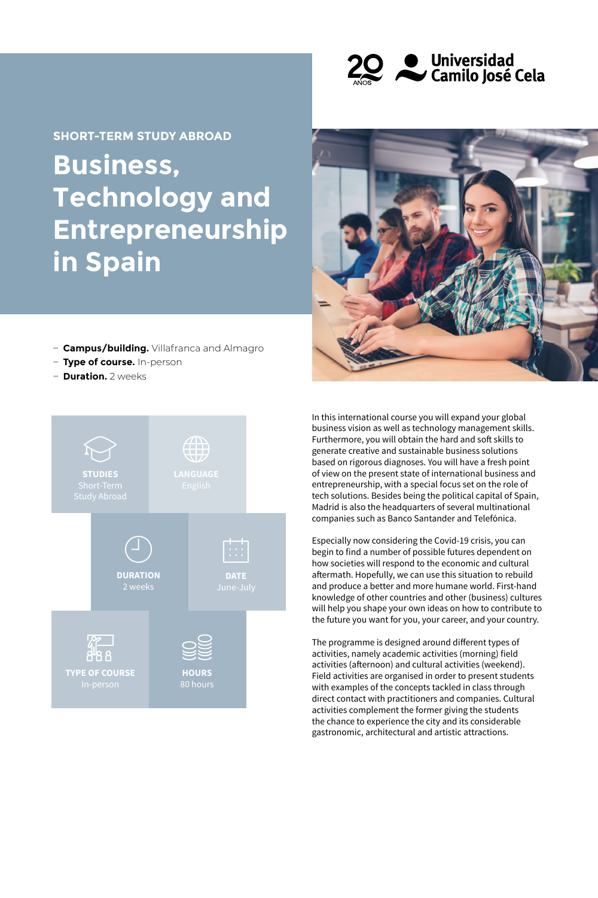Universidad Camilo José Cela

SHORT-TERM STUDY ABROAD

# Business, Technology and Entrepreneurship in Spain

- **Campus/building.** Villafranca and Almagro
- **Type of course.** In-person
- **Duration.** 2 weeks

**STUDIES**
Short-Term Study Abroad

**LANGUAGE**
English

**DURATION**
2 weeks

**DATE**
June-July

**TYPE OF COURSE**
In-person

**HOURS**
80 hours

In this international course you will expand your global business vision as well as technology management skills. Furthermore, you will obtain the hard and soft skills to generate creative and sustainable business solutions based on rigorous diagnoses. You will have a fresh point of view on the present state of international business and entrepreneurship, with a special focus set on the role of tech solutions. Besides being the political capital of Spain, Madrid is also the headquarters of several multinational companies such as Banco Santander and Telefónica.

Especially now considering the Covid-19 crisis, you can begin to find a number of possible futures dependent on how societies will respond to the economic and cultural aftermath. Hopefully, we can use this situation to rebuild and produce a better and more humane world. First-hand knowledge of other countries and other (business) cultures will help you shape your own ideas on how to contribute to the future you want for you, your career, and your country.

The programme is designed around different types of activities, namely academic activities (morning) field activities (afternoon) and cultural activities (weekend). Field activities are organised in order to present students with examples of the concepts tackled in class through direct contact with practitioners and companies. Cultural activities complement the former giving the students the chance to experience the city and its considerable gastronomic, architectural and artistic attractions.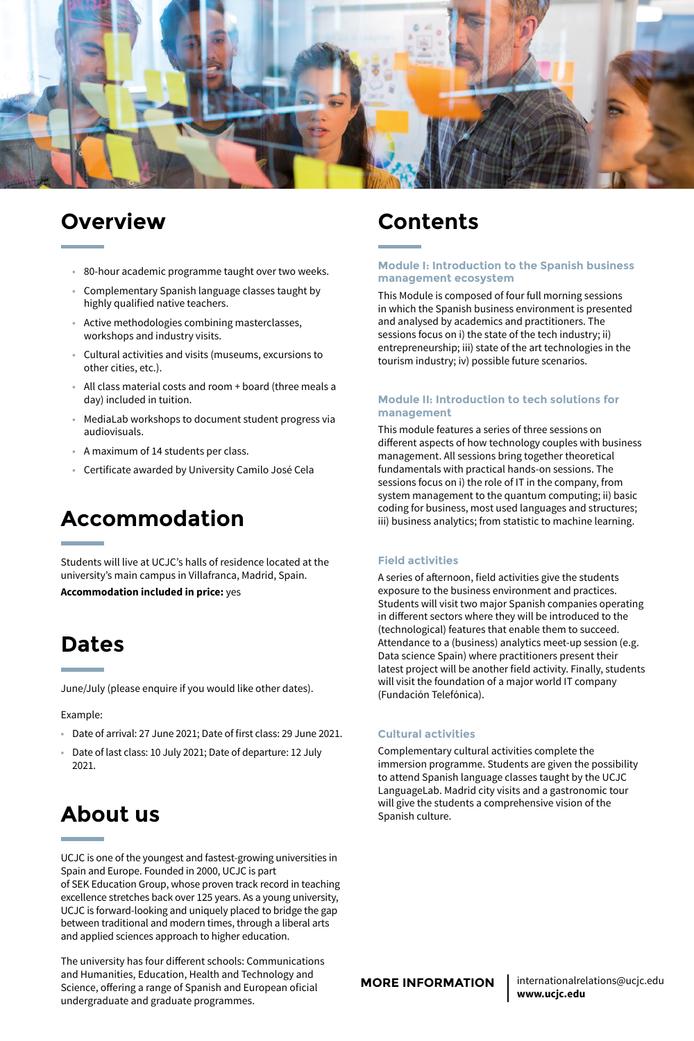## Overview

- 80-hour academic programme taught over two weeks.
- Complementary Spanish language classes taught by highly qualified native teachers.
- Active methodologies combining masterclasses, workshops and industry visits.
- Cultural activities and visits (museums, excursions to other cities, etc.).
- All class material costs and room + board (three meals a day) included in tuition.
- MediaLab workshops to document student progress via audiovisuals.
- A maximum of 14 students per class.
- Certificate awarded by University Camilo José Cela

## Accommodation

Students will live at UCJC's halls of residence located at the university's main campus in Villafranca, Madrid, Spain.

**Accommodation included in price:** yes

## Dates

June/July (please enquire if you would like other dates).

Example:

- Date of arrival: 27 June 2021; Date of first class: 29 June 2021.
- Date of last class: 10 July 2021; Date of departure: 12 July 2021.

## About us

UCJC is one of the youngest and fastest-growing universities in Spain and Europe. Founded in 2000, UCJC is part of SEK Education Group, whose proven track record in teaching excellence stretches back over 125 years. As a young university, UCJC is forward-looking and uniquely placed to bridge the gap between traditional and modern times, through a liberal arts and applied sciences approach to higher education.

The university has four different schools: Communications and Humanities, Education, Health and Technology and Science, offering a range of Spanish and European oficial undergraduate and graduate programmes.

## Contents

### Module I: Introduction to the Spanish business management ecosystem

This Module is composed of four full morning sessions in which the Spanish business environment is presented and analysed by academics and practitioners. The sessions focus on i) the state of the tech industry; ii) entrepreneurship; iii) state of the art technologies in the tourism industry; iv) possible future scenarios.

### Module II: Introduction to tech solutions for management

This module features a series of three sessions on different aspects of how technology couples with business management. All sessions bring together theoretical fundamentals with practical hands-on sessions. The sessions focus on i) the role of IT in the company, from system management to the quantum computing; ii) basic coding for business, most used languages and structures; iii) business analytics; from statistic to machine learning.

### Field activities

A series of afternoon, field activities give the students exposure to the business environment and practices. Students will visit two major Spanish companies operating in different sectors where they will be introduced to the (technological) features that enable them to succeed. Attendance to a (business) analytics meet-up session (e.g. Data science Spain) where practitioners present their latest project will be another field activity. Finally, students will visit the foundation of a major world IT company (Fundación Telefónica).

### Cultural activities

Complementary cultural activities complete the immersion programme. Students are given the possibility to attend Spanish language classes taught by the UCJC LanguageLab. Madrid city visits and a gastronomic tour will give the students a comprehensive vision of the Spanish culture.

**MORE INFORMATION**

internationalrelations@ucjc.edu
**www.ucjc.edu**